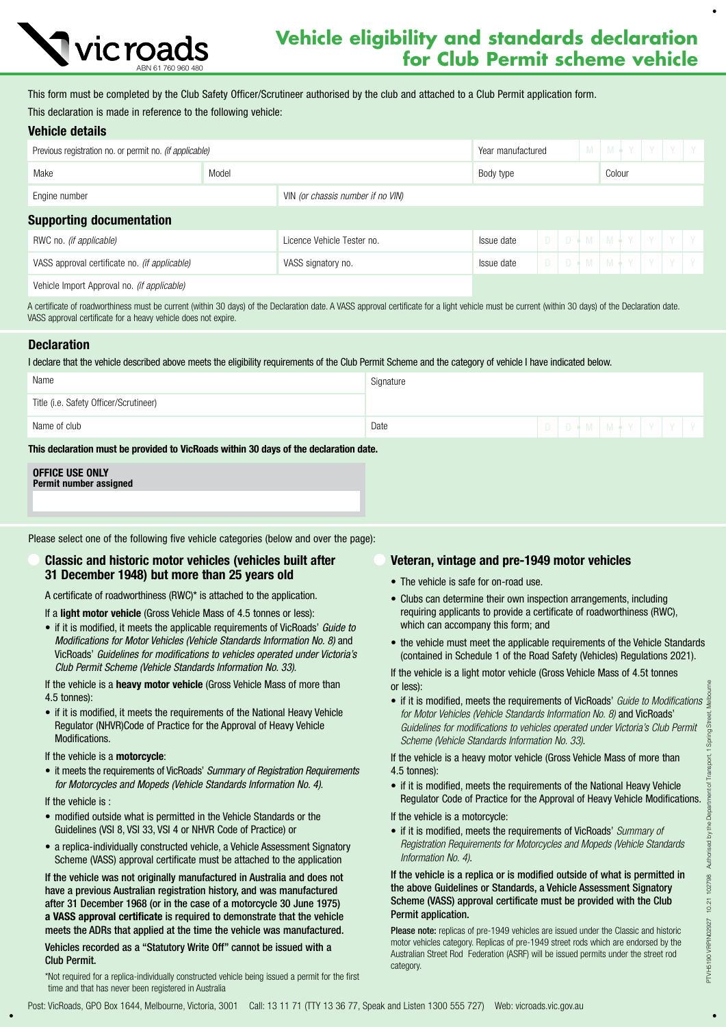# Vehicle eligibility and standards declaration for Club Permit scheme vehicle

vicroads ABN 61 760 960 480

This form must be completed by the Club Safety Officer/Scrutineer authorised by the club and attached to a Club Permit application form.

This declaration is made in reference to the following vehicle:

## Vehicle details

| Previous registration no. or permit no. *(if applicable)* | | Year manufactured M M Y Y Y Y | |
|---|---|---|---|
| Make | Model | Body type | Colour |
| Engine number | VIN *(or chassis number if no VIN)* | | |

## Supporting documentation

| RWC no. *(if applicable)* | Licence Vehicle Tester no. | Issue date D D M M Y Y Y Y |
|---|---|---|
| VASS approval certificate no. *(if applicable)* | VASS signatory no. | Issue date D D M M Y Y Y Y |
| Vehicle Import Approval no. *(if applicable)* | | |

A certificate of roadworthiness must be current (within 30 days) of the Declaration date. A VASS approval certificate for a light vehicle must be current (within 30 days) of the Declaration date. VASS approval certificate for a heavy vehicle does not expire.

## Declaration

I declare that the vehicle described above meets the eligibility requirements of the Club Permit Scheme and the category of vehicle I have indicated below.

| Name | Signature |
|---|---|
| Title (i.e. Safety Officer/Scrutineer) | |
| Name of club | Date D D M M Y Y Y Y |

**This declaration must be provided to VicRoads within 30 days of the declaration date.**

**OFFICE USE ONLY**
**Permit number assigned**

Please select one of the following five vehicle categories (below and over the page):

### Classic and historic motor vehicles (vehicles built after 31 December 1948) but more than 25 years old

A certificate of roadworthiness (RWC)* is attached to the application.

If a **light motor vehicle** (Gross Vehicle Mass of 4.5 tonnes or less):

- if it is modified, it meets the applicable requirements of VicRoads' *Guide to Modifications for Motor Vehicles (Vehicle Standards Information No. 8)* and VicRoads' *Guidelines for modifications to vehicles operated under Victoria's Club Permit Scheme (Vehicle Standards Information No. 33)*.

If the vehicle is a **heavy motor vehicle** (Gross Vehicle Mass of more than 4.5 tonnes):

- if it is modified, it meets the requirements of the National Heavy Vehicle Regulator (NHVR)Code of Practice for the Approval of Heavy Vehicle Modifications.

If the vehicle is a **motorcycle**:

- it meets the requirements of VicRoads' *Summary of Registration Requirements for Motorcycles and Mopeds (Vehicle Standards Information No. 4)*.

If the vehicle is :

- modified outside what is permitted in the Vehicle Standards or the Guidelines (VSI 8, VSI 33, VSI 4 or NHVR Code of Practice) or
- a replica-individually constructed vehicle, a Vehicle Assessment Signatory Scheme (VASS) approval certificate must be attached to the application

**If the vehicle was not originally manufactured in Australia and does not have a previous Australian registration history, and was manufactured after 31 December 1968 (or in the case of a motorcycle 30 June 1975) a VASS approval certificate is required to demonstrate that the vehicle meets the ADRs that applied at the time the vehicle was manufactured.**

**Vehicles recorded as a "Statutory Write Off" cannot be issued with a Club Permit.**

*Not required for a replica-individually constructed vehicle being issued a permit for the first time and that has never been registered in Australia

### Veteran, vintage and pre-1949 motor vehicles

- The vehicle is safe for on-road use.
- Clubs can determine their own inspection arrangements, including requiring applicants to provide a certificate of roadworthiness (RWC), which can accompany this form; and
- the vehicle must meet the applicable requirements of the Vehicle Standards (contained in Schedule 1 of the Road Safety (Vehicles) Regulations 2021).

If the vehicle is a light motor vehicle (Gross Vehicle Mass of 4.5t tonnes or less):

- if it is modified, meets the requirements of VicRoads' *Guide to Modifications for Motor Vehicles (Vehicle Standards Information No. 8)* and VicRoads' *Guidelines for modifications to vehicles operated under Victoria's Club Permit Scheme (Vehicle Standards Information No. 33)*.

If the vehicle is a heavy motor vehicle (Gross Vehicle Mass of more than 4.5 tonnes):

- if it is modified, meets the requirements of the National Heavy Vehicle Regulator Code of Practice for the Approval of Heavy Vehicle Modifications.

If the vehicle is a motorcycle:

- if it is modified, meets the requirements of VicRoads' *Summary of Registration Requirements for Motorcycles and Mopeds (Vehicle Standards Information No. 4)*.

**If the vehicle is a replica or is modified outside of what is permitted in the above Guidelines or Standards, a Vehicle Assessment Signatory Scheme (VASS) approval certificate must be provided with the Club Permit application.**

**Please note:** replicas of pre-1949 vehicles are issued under the Classic and historic motor vehicles category. Replicas of pre-1949 street rods which are endorsed by the Australian Street Rod Federation (ASRF) will be issued permits under the street rod category.

Post: VicRoads, GPO Box 1644, Melbourne, Victoria, 3001 Call: 13 11 71 (TTY 13 36 77, Speak and Listen 1300 555 727) Web: vicroads.vic.gov.au

PTVH5190 VRPIN02927 10.21 102798 Authorised by the Department of Transport, 1 Spring Street, Melbourne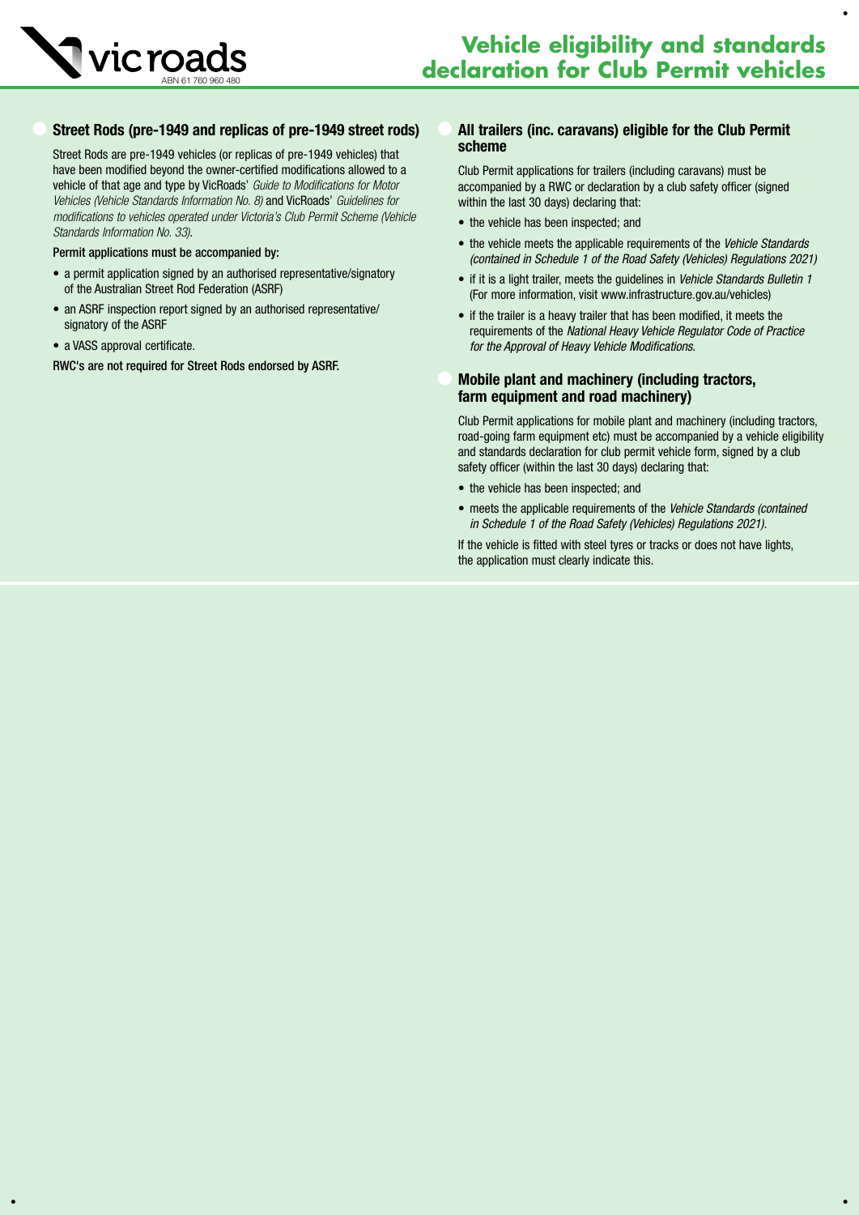# Vehicle eligibility and standards declaration for Club Permit vehicles

## Street Rods (pre-1949 and replicas of pre-1949 street rods)

Street Rods are pre-1949 vehicles (or replicas of pre-1949 vehicles) that have been modified beyond the owner-certified modifications allowed to a vehicle of that age and type by VicRoads' *Guide to Modifications for Motor Vehicles (Vehicle Standards Information No. 8)* and VicRoads' *Guidelines for modifications to vehicles operated under Victoria's Club Permit Scheme (Vehicle Standards Information No. 33)*.

Permit applications must be accompanied by:

- a permit application signed by an authorised representative/signatory of the Australian Street Rod Federation (ASRF)
- an ASRF inspection report signed by an authorised representative/signatory of the ASRF
- a VASS approval certificate.

RWC's are not required for Street Rods endorsed by ASRF.

## All trailers (inc. caravans) eligible for the Club Permit scheme

Club Permit applications for trailers (including caravans) must be accompanied by a RWC or declaration by a club safety officer (signed within the last 30 days) declaring that:

- the vehicle has been inspected; and
- the vehicle meets the applicable requirements of the *Vehicle Standards (contained in Schedule 1 of the Road Safety (Vehicles) Regulations 2021)*
- if it is a light trailer, meets the guidelines in *Vehicle Standards Bulletin 1* (For more information, visit www.infrastructure.gov.au/vehicles)
- if the trailer is a heavy trailer that has been modified, it meets the requirements of the *National Heavy Vehicle Regulator Code of Practice for the Approval of Heavy Vehicle Modifications*.

## Mobile plant and machinery (including tractors, farm equipment and road machinery)

Club Permit applications for mobile plant and machinery (including tractors, road-going farm equipment etc) must be accompanied by a vehicle eligibility and standards declaration for club permit vehicle form, signed by a club safety officer (within the last 30 days) declaring that:

- the vehicle has been inspected; and
- meets the applicable requirements of the *Vehicle Standards (contained in Schedule 1 of the Road Safety (Vehicles) Regulations 2021)*.

If the vehicle is fitted with steel tyres or tracks or does not have lights, the application must clearly indicate this.